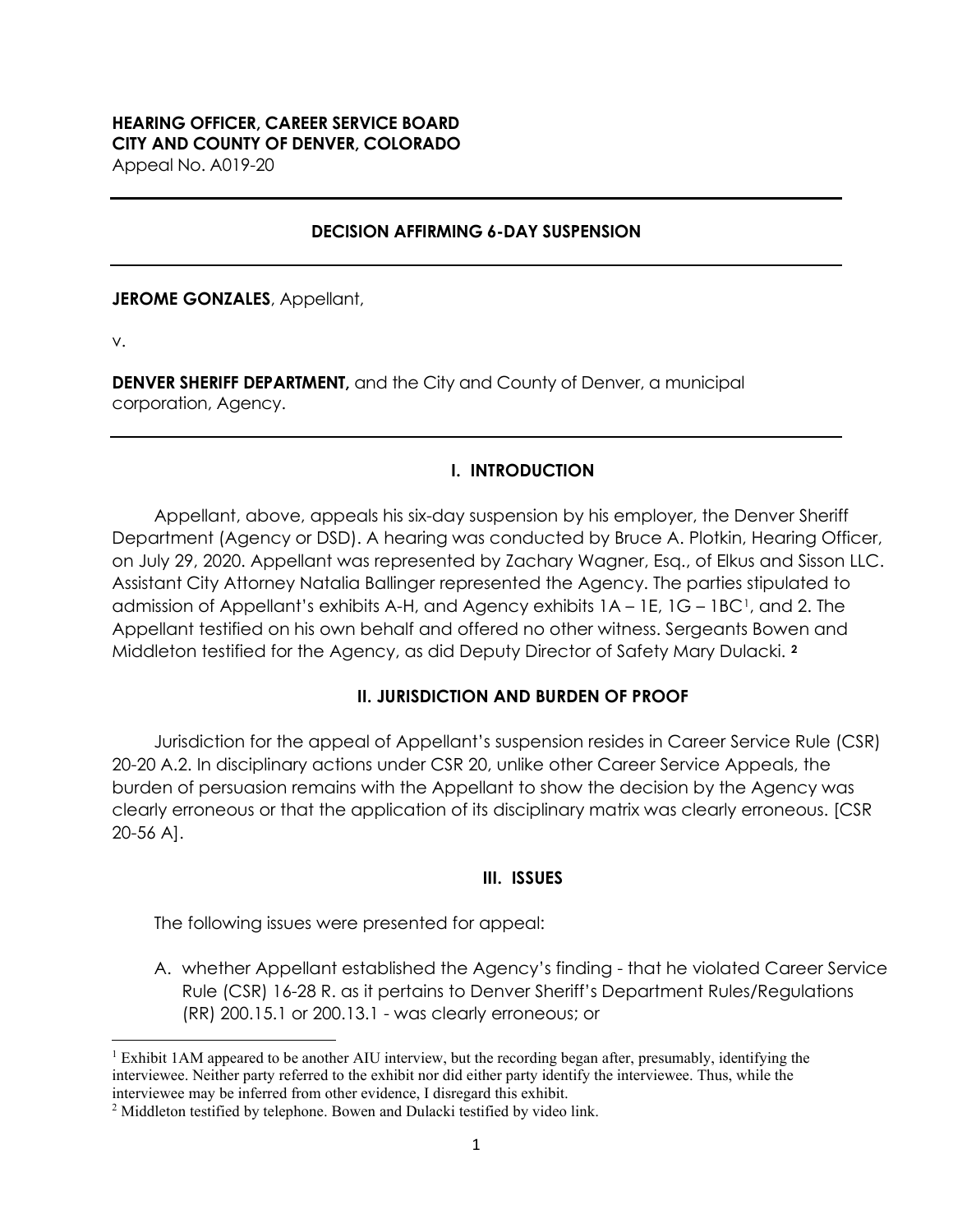**HEARING OFFICER, CAREER SERVICE BOARD**
**CITY AND COUNTY OF DENVER, COLORADO**
Appeal No. A019-20

---

## DECISION AFFIRMING 6-DAY SUSPENSION

---

**JEROME GONZALES**, Appellant,

v.

**DENVER SHERIFF DEPARTMENT,** and the City and County of Denver, a municipal corporation, Agency.

---

## I. INTRODUCTION

Appellant, above, appeals his six-day suspension by his employer, the Denver Sheriff Department (Agency or DSD). A hearing was conducted by Bruce A. Plotkin, Hearing Officer, on July 29, 2020. Appellant was represented by Zachary Wagner, Esq., of Elkus and Sisson LLC. Assistant City Attorney Natalia Ballinger represented the Agency. The parties stipulated to admission of Appellant's exhibits A-H, and Agency exhibits 1A – 1E, 1G – 1BC[1], and 2. The Appellant testified on his own behalf and offered no other witness. Sergeants Bowen and Middleton testified for the Agency, as did Deputy Director of Safety Mary Dulacki. [2]

## II. JURISDICTION AND BURDEN OF PROOF

Jurisdiction for the appeal of Appellant's suspension resides in Career Service Rule (CSR) 20-20 A.2. In disciplinary actions under CSR 20, unlike other Career Service Appeals, the burden of persuasion remains with the Appellant to show the decision by the Agency was clearly erroneous or that the application of its disciplinary matrix was clearly erroneous. [CSR 20-56 A].

## III. ISSUES

The following issues were presented for appeal:

A. whether Appellant established the Agency's finding - that he violated Career Service Rule (CSR) 16-28 R. as it pertains to Denver Sheriff's Department Rules/Regulations (RR) 200.15.1 or 200.13.1 - was clearly erroneous; or

---

[1] Exhibit 1AM appeared to be another AIU interview, but the recording began after, presumably, identifying the interviewee. Neither party referred to the exhibit nor did either party identify the interviewee. Thus, while the interviewee may be inferred from other evidence, I disregard this exhibit.

[2] Middleton testified by telephone. Bowen and Dulacki testified by video link.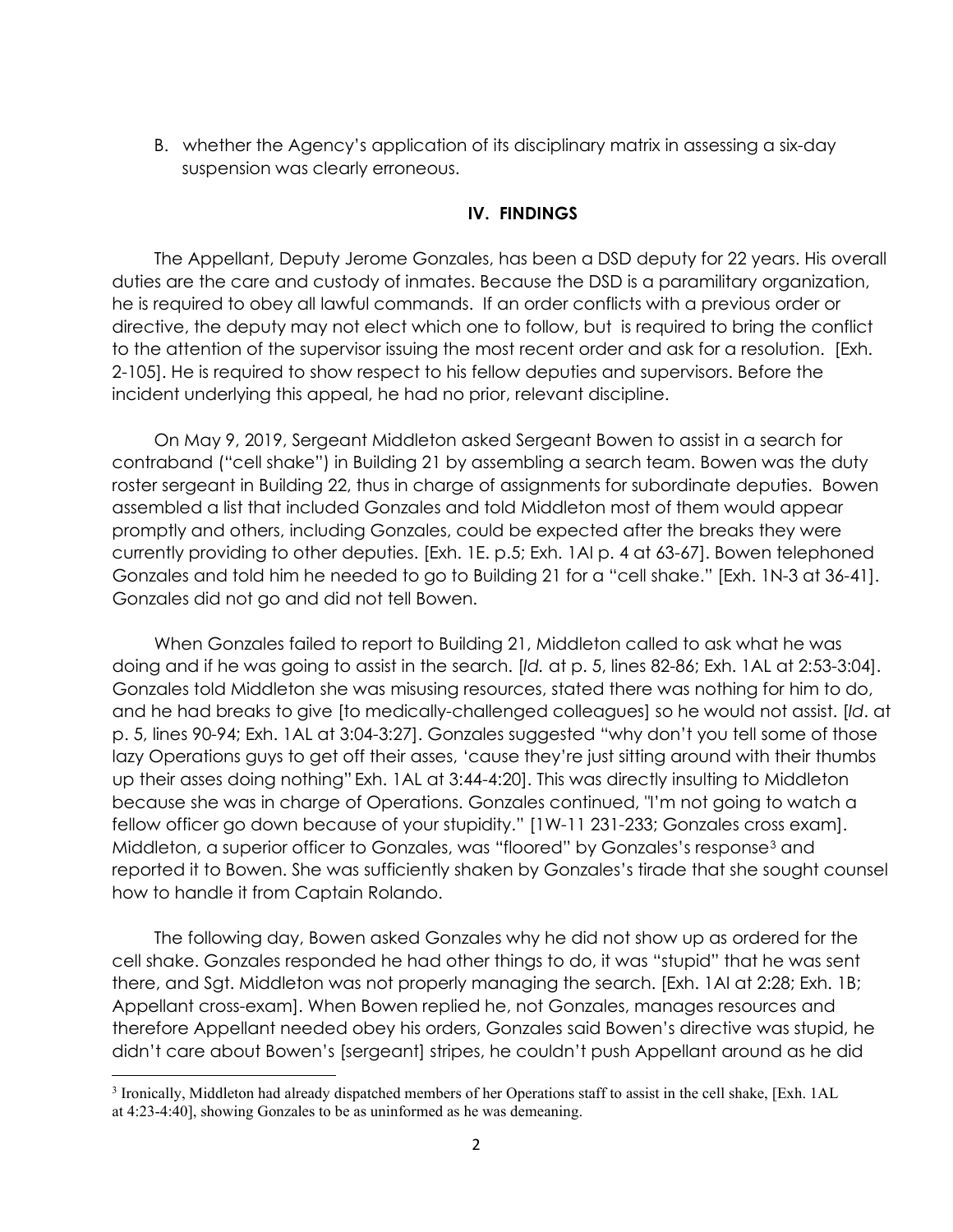B. whether the Agency's application of its disciplinary matrix in assessing a six-day suspension was clearly erroneous.

## IV. FINDINGS

The Appellant, Deputy Jerome Gonzales, has been a DSD deputy for 22 years. His overall duties are the care and custody of inmates. Because the DSD is a paramilitary organization, he is required to obey all lawful commands. If an order conflicts with a previous order or directive, the deputy may not elect which one to follow, but is required to bring the conflict to the attention of the supervisor issuing the most recent order and ask for a resolution. [Exh. 2-105]. He is required to show respect to his fellow deputies and supervisors. Before the incident underlying this appeal, he had no prior, relevant discipline.

On May 9, 2019, Sergeant Middleton asked Sergeant Bowen to assist in a search for contraband ("cell shake") in Building 21 by assembling a search team. Bowen was the duty roster sergeant in Building 22, thus in charge of assignments for subordinate deputies. Bowen assembled a list that included Gonzales and told Middleton most of them would appear promptly and others, including Gonzales, could be expected after the breaks they were currently providing to other deputies. [Exh. 1E. p.5; Exh. 1AI p. 4 at 63-67]. Bowen telephoned Gonzales and told him he needed to go to Building 21 for a "cell shake." [Exh. 1N-3 at 36-41]. Gonzales did not go and did not tell Bowen.

When Gonzales failed to report to Building 21, Middleton called to ask what he was doing and if he was going to assist in the search. [*Id.* at p. 5, lines 82-86; Exh. 1AL at 2:53-3:04]. Gonzales told Middleton she was misusing resources, stated there was nothing for him to do, and he had breaks to give [to medically-challenged colleagues] so he would not assist. [*Id*. at p. 5, lines 90-94; Exh. 1AL at 3:04-3:27]. Gonzales suggested "why don't you tell some of those lazy Operations guys to get off their asses, 'cause they're just sitting around with their thumbs up their asses doing nothing" Exh. 1AL at 3:44-4:20]. This was directly insulting to Middleton because she was in charge of Operations. Gonzales continued, "I'm not going to watch a fellow officer go down because of your stupidity." [1W-11 231-233; Gonzales cross exam]. Middleton, a superior officer to Gonzales, was "floored" by Gonzales's response[3] and reported it to Bowen. She was sufficiently shaken by Gonzales's tirade that she sought counsel how to handle it from Captain Rolando.

The following day, Bowen asked Gonzales why he did not show up as ordered for the cell shake. Gonzales responded he had other things to do, it was "stupid" that he was sent there, and Sgt. Middleton was not properly managing the search. [Exh. 1AI at 2:28; Exh. 1B; Appellant cross-exam]. When Bowen replied he, not Gonzales, manages resources and therefore Appellant needed obey his orders, Gonzales said Bowen's directive was stupid, he didn't care about Bowen's [sergeant] stripes, he couldn't push Appellant around as he did

[3] Ironically, Middleton had already dispatched members of her Operations staff to assist in the cell shake, [Exh. 1AL at 4:23-4:40], showing Gonzales to be as uninformed as he was demeaning.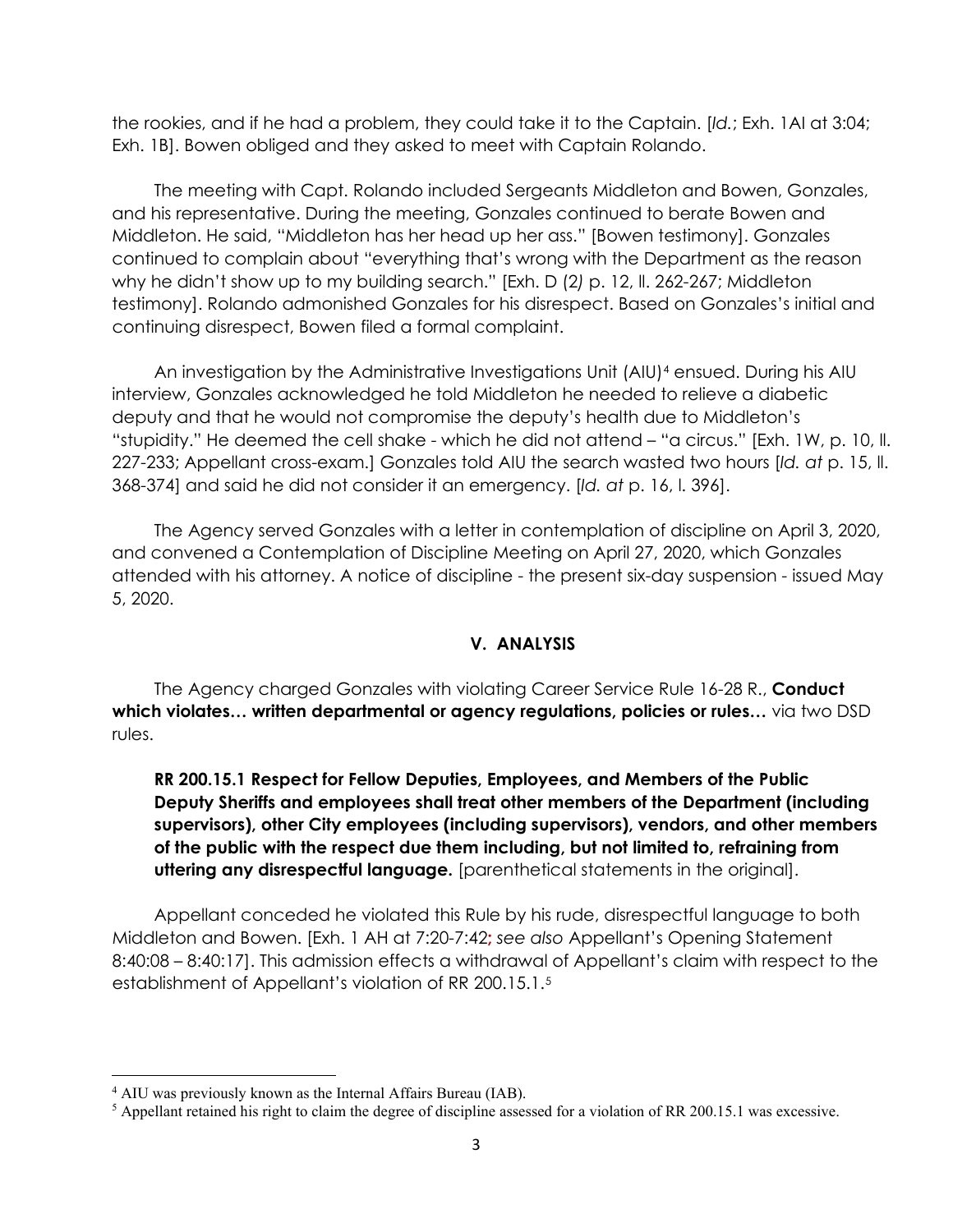the rookies, and if he had a problem, they could take it to the Captain. [*Id.*; Exh. 1AI at 3:04; Exh. 1B]. Bowen obliged and they asked to meet with Captain Rolando.

The meeting with Capt. Rolando included Sergeants Middleton and Bowen, Gonzales, and his representative. During the meeting, Gonzales continued to berate Bowen and Middleton. He said, "Middleton has her head up her ass." [Bowen testimony]. Gonzales continued to complain about "everything that's wrong with the Department as the reason why he didn't show up to my building search." [Exh. D (2*)* p. 12, ll. 262-267; Middleton testimony]. Rolando admonished Gonzales for his disrespect. Based on Gonzales's initial and continuing disrespect, Bowen filed a formal complaint.

An investigation by the Administrative Investigations Unit (AIU)[4] ensued. During his AIU interview, Gonzales acknowledged he told Middleton he needed to relieve a diabetic deputy and that he would not compromise the deputy's health due to Middleton's "stupidity." He deemed the cell shake - which he did not attend – "a circus." [Exh. 1W, p. 10, ll. 227-233; Appellant cross-exam.] Gonzales told AIU the search wasted two hours [*Id. at* p. 15, ll. 368-374] and said he did not consider it an emergency. [*Id. at* p. 16, l. 396].

The Agency served Gonzales with a letter in contemplation of discipline on April 3, 2020, and convened a Contemplation of Discipline Meeting on April 27, 2020, which Gonzales attended with his attorney. A notice of discipline - the present six-day suspension - issued May 5, 2020.

## V. ANALYSIS

The Agency charged Gonzales with violating Career Service Rule 16-28 R., **Conduct which violates… written departmental or agency regulations, policies or rules…** via two DSD rules.

> **RR 200.15.1 Respect for Fellow Deputies, Employees, and Members of the Public Deputy Sheriffs and employees shall treat other members of the Department (including supervisors), other City employees (including supervisors), vendors, and other members of the public with the respect due them including, but not limited to, refraining from uttering any disrespectful language.** [parenthetical statements in the original].

Appellant conceded he violated this Rule by his rude, disrespectful language to both Middleton and Bowen. [Exh. 1 AH at 7:20-7:42; *see also* Appellant's Opening Statement 8:40:08 – 8:40:17]. This admission effects a withdrawal of Appellant's claim with respect to the establishment of Appellant's violation of RR 200.15.1.[5]

---

[4] AIU was previously known as the Internal Affairs Bureau (IAB).

[5] Appellant retained his right to claim the degree of discipline assessed for a violation of RR 200.15.1 was excessive.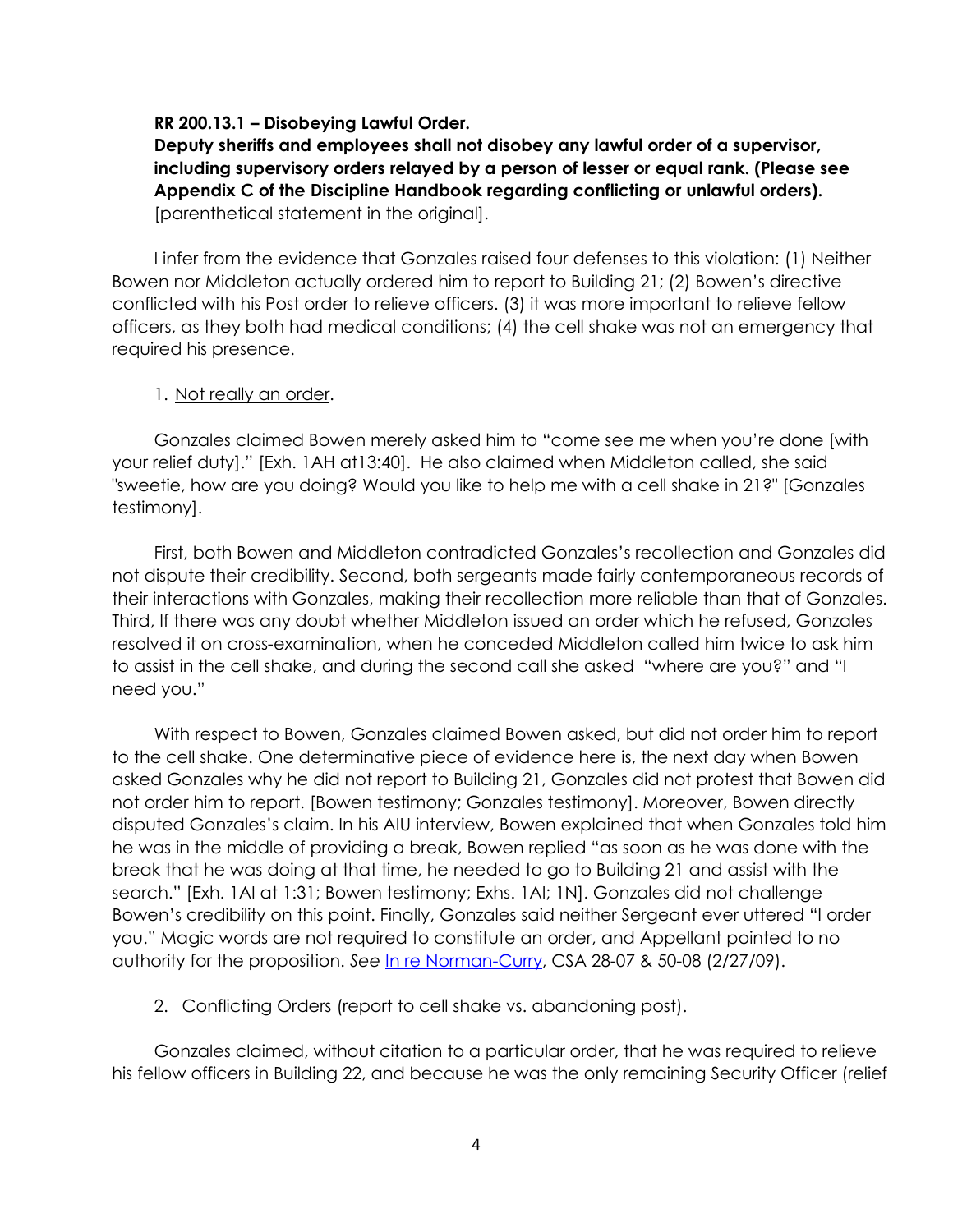**RR 200.13.1 – Disobeying Lawful Order.**
**Deputy sheriffs and employees shall not disobey any lawful order of a supervisor, including supervisory orders relayed by a person of lesser or equal rank. (Please see Appendix C of the Discipline Handbook regarding conflicting or unlawful orders).** [parenthetical statement in the original].

I infer from the evidence that Gonzales raised four defenses to this violation: (1) Neither Bowen nor Middleton actually ordered him to report to Building 21; (2) Bowen's directive conflicted with his Post order to relieve officers. (3) it was more important to relieve fellow officers, as they both had medical conditions; (4) the cell shake was not an emergency that required his presence.

1. Not really an order.

Gonzales claimed Bowen merely asked him to "come see me when you're done [with your relief duty]." [Exh. 1AH at13:40]. He also claimed when Middleton called, she said "sweetie, how are you doing? Would you like to help me with a cell shake in 21?" [Gonzales testimony].

First, both Bowen and Middleton contradicted Gonzales's recollection and Gonzales did not dispute their credibility. Second, both sergeants made fairly contemporaneous records of their interactions with Gonzales, making their recollection more reliable than that of Gonzales. Third, If there was any doubt whether Middleton issued an order which he refused, Gonzales resolved it on cross-examination, when he conceded Middleton called him twice to ask him to assist in the cell shake, and during the second call she asked "where are you?" and "I need you."

With respect to Bowen, Gonzales claimed Bowen asked, but did not order him to report to the cell shake. One determinative piece of evidence here is, the next day when Bowen asked Gonzales why he did not report to Building 21, Gonzales did not protest that Bowen did not order him to report. [Bowen testimony; Gonzales testimony]. Moreover, Bowen directly disputed Gonzales's claim. In his AIU interview, Bowen explained that when Gonzales told him he was in the middle of providing a break, Bowen replied "as soon as he was done with the break that he was doing at that time, he needed to go to Building 21 and assist with the search." [Exh. 1AI at 1:31; Bowen testimony; Exhs. 1AI; 1N]. Gonzales did not challenge Bowen's credibility on this point. Finally, Gonzales said neither Sergeant ever uttered "I order you." Magic words are not required to constitute an order, and Appellant pointed to no authority for the proposition. *See* In re Norman-Curry, CSA 28-07 & 50-08 (2/27/09).

2. Conflicting Orders (report to cell shake vs. abandoning post).

Gonzales claimed, without citation to a particular order, that he was required to relieve his fellow officers in Building 22, and because he was the only remaining Security Officer (relief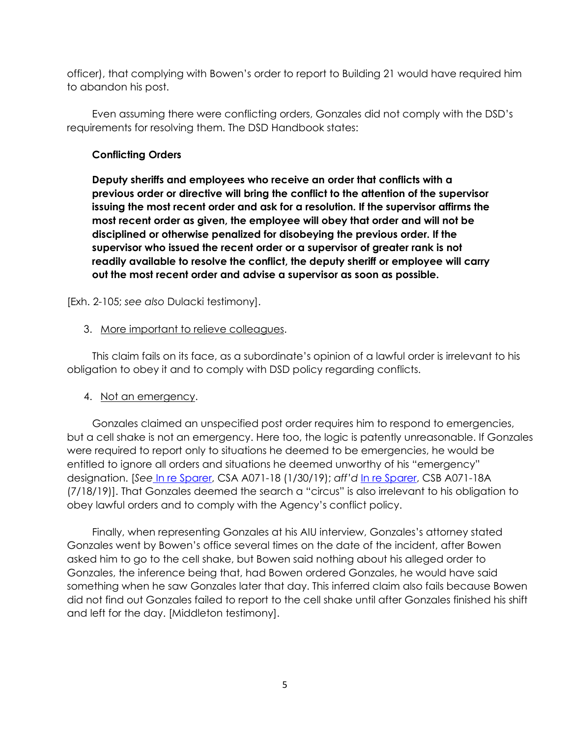officer), that complying with Bowen's order to report to Building 21 would have required him to abandon his post.

Even assuming there were conflicting orders, Gonzales did not comply with the DSD's requirements for resolving them. The DSD Handbook states:

> **Conflicting Orders**
>
> **Deputy sheriffs and employees who receive an order that conflicts with a previous order or directive will bring the conflict to the attention of the supervisor issuing the most recent order and ask for a resolution. If the supervisor affirms the most recent order as given, the employee will obey that order and will not be disciplined or otherwise penalized for disobeying the previous order. If the supervisor who issued the recent order or a supervisor of greater rank is not readily available to resolve the conflict, the deputy sheriff or employee will carry out the most recent order and advise a supervisor as soon as possible.**

[Exh. 2-105; *see also* Dulacki testimony].

3. <u>More important to relieve colleagues</u>.

This claim fails on its face, as a subordinate's opinion of a lawful order is irrelevant to his obligation to obey it and to comply with DSD policy regarding conflicts.

4. <u>Not an emergency</u>.

Gonzales claimed an unspecified post order requires him to respond to emergencies, but a cell shake is not an emergency. Here too, the logic is patently unreasonable. If Gonzales were required to report only to situations he deemed to be emergencies, he would be entitled to ignore all orders and situations he deemed unworthy of his "emergency" designation. [*See* In re Sparer, CSA A071-18 (1/30/19); *aff'd* In re Sparer, CSB A071-18A (7/18/19)]. That Gonzales deemed the search a "circus" is also irrelevant to his obligation to obey lawful orders and to comply with the Agency's conflict policy.

Finally, when representing Gonzales at his AIU interview, Gonzales's attorney stated Gonzales went by Bowen's office several times on the date of the incident, after Bowen asked him to go to the cell shake, but Bowen said nothing about his alleged order to Gonzales, the inference being that, had Bowen ordered Gonzales, he would have said something when he saw Gonzales later that day. This inferred claim also fails because Bowen did not find out Gonzales failed to report to the cell shake until after Gonzales finished his shift and left for the day. [Middleton testimony].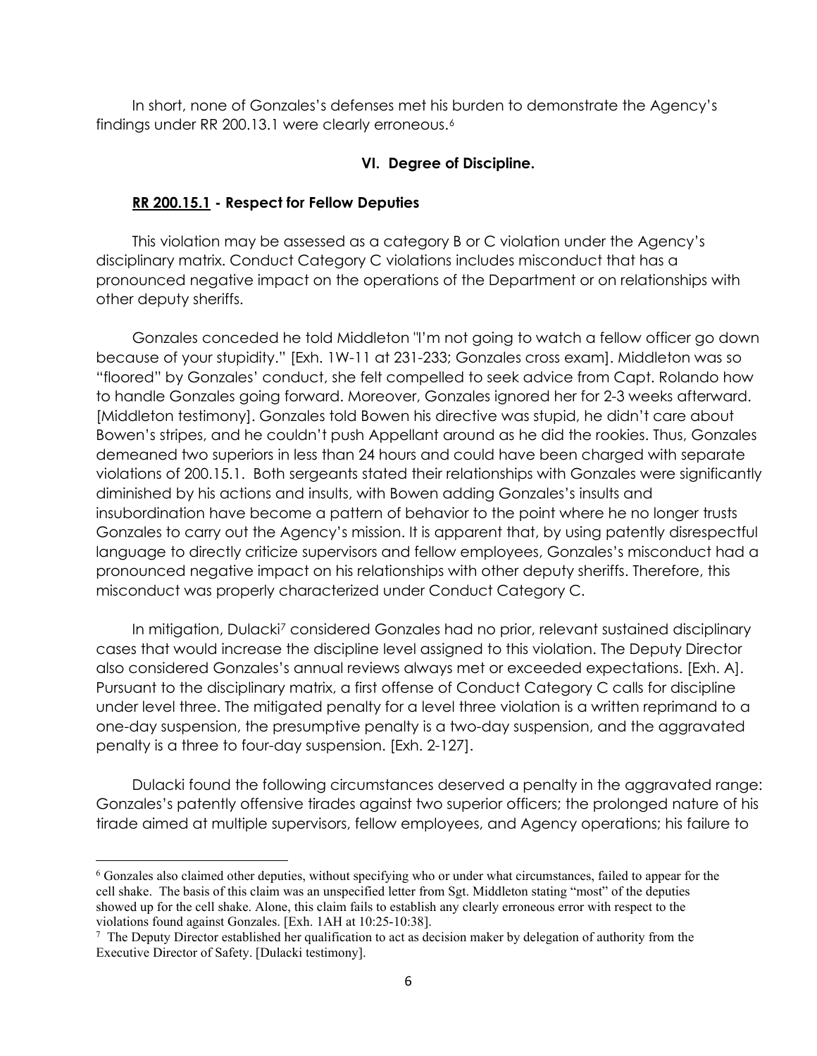In short, none of Gonzales's defenses met his burden to demonstrate the Agency's findings under RR 200.13.1 were clearly erroneous.[6]

## VI. Degree of Discipline.

### RR 200.15.1 - Respect for Fellow Deputies

This violation may be assessed as a category B or C violation under the Agency's disciplinary matrix. Conduct Category C violations includes misconduct that has a pronounced negative impact on the operations of the Department or on relationships with other deputy sheriffs.

Gonzales conceded he told Middleton "I'm not going to watch a fellow officer go down because of your stupidity." [Exh. 1W-11 at 231-233; Gonzales cross exam]. Middleton was so "floored" by Gonzales' conduct, she felt compelled to seek advice from Capt. Rolando how to handle Gonzales going forward. Moreover, Gonzales ignored her for 2-3 weeks afterward. [Middleton testimony]. Gonzales told Bowen his directive was stupid, he didn't care about Bowen's stripes, and he couldn't push Appellant around as he did the rookies. Thus, Gonzales demeaned two superiors in less than 24 hours and could have been charged with separate violations of 200.15.1. Both sergeants stated their relationships with Gonzales were significantly diminished by his actions and insults, with Bowen adding Gonzales's insults and insubordination have become a pattern of behavior to the point where he no longer trusts Gonzales to carry out the Agency's mission. It is apparent that, by using patently disrespectful language to directly criticize supervisors and fellow employees, Gonzales's misconduct had a pronounced negative impact on his relationships with other deputy sheriffs. Therefore, this misconduct was properly characterized under Conduct Category C.

In mitigation, Dulacki[7] considered Gonzales had no prior, relevant sustained disciplinary cases that would increase the discipline level assigned to this violation. The Deputy Director also considered Gonzales's annual reviews always met or exceeded expectations. [Exh. A]. Pursuant to the disciplinary matrix, a first offense of Conduct Category C calls for discipline under level three. The mitigated penalty for a level three violation is a written reprimand to a one-day suspension, the presumptive penalty is a two-day suspension, and the aggravated penalty is a three to four-day suspension. [Exh. 2-127].

Dulacki found the following circumstances deserved a penalty in the aggravated range: Gonzales's patently offensive tirades against two superior officers; the prolonged nature of his tirade aimed at multiple supervisors, fellow employees, and Agency operations; his failure to

---

[6] Gonzales also claimed other deputies, without specifying who or under what circumstances, failed to appear for the cell shake. The basis of this claim was an unspecified letter from Sgt. Middleton stating "most" of the deputies showed up for the cell shake. Alone, this claim fails to establish any clearly erroneous error with respect to the violations found against Gonzales. [Exh. 1AH at 10:25-10:38].

[7] The Deputy Director established her qualification to act as decision maker by delegation of authority from the Executive Director of Safety. [Dulacki testimony].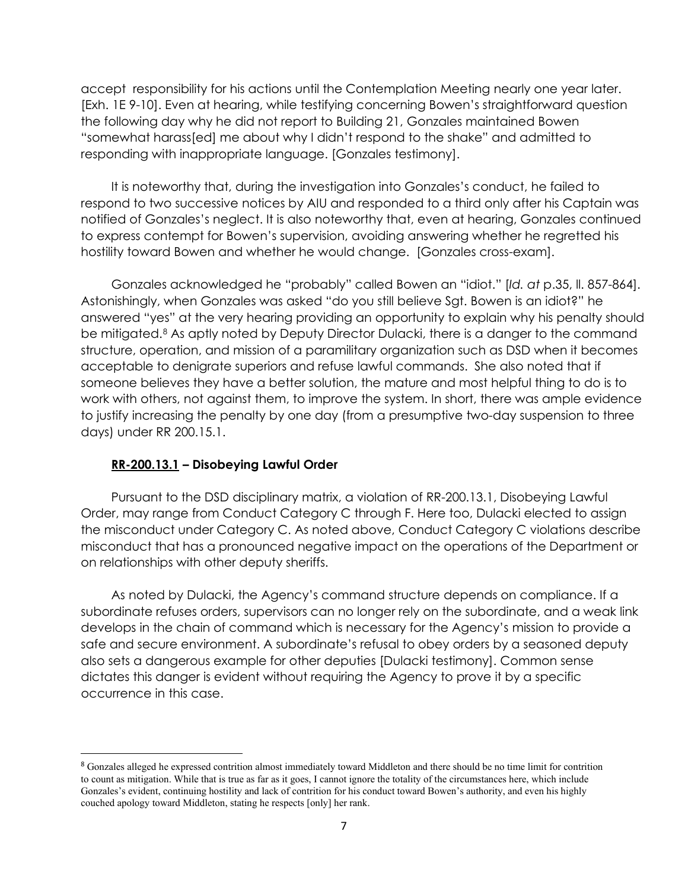accept responsibility for his actions until the Contemplation Meeting nearly one year later. [Exh. 1E 9-10]. Even at hearing, while testifying concerning Bowen's straightforward question the following day why he did not report to Building 21, Gonzales maintained Bowen "somewhat harass[ed] me about why I didn't respond to the shake" and admitted to responding with inappropriate language. [Gonzales testimony].

It is noteworthy that, during the investigation into Gonzales's conduct, he failed to respond to two successive notices by AIU and responded to a third only after his Captain was notified of Gonzales's neglect. It is also noteworthy that, even at hearing, Gonzales continued to express contempt for Bowen's supervision, avoiding answering whether he regretted his hostility toward Bowen and whether he would change. [Gonzales cross-exam].

Gonzales acknowledged he "probably" called Bowen an "idiot." [*Id. at* p.35, ll. 857-864]. Astonishingly, when Gonzales was asked "do you still believe Sgt. Bowen is an idiot?" he answered "yes" at the very hearing providing an opportunity to explain why his penalty should be mitigated.[8] As aptly noted by Deputy Director Dulacki, there is a danger to the command structure, operation, and mission of a paramilitary organization such as DSD when it becomes acceptable to denigrate superiors and refuse lawful commands. She also noted that if someone believes they have a better solution, the mature and most helpful thing to do is to work with others, not against them, to improve the system. In short, there was ample evidence to justify increasing the penalty by one day (from a presumptive two-day suspension to three days) under RR 200.15.1.

### **RR-200.13.1 – Disobeying Lawful Order**

Pursuant to the DSD disciplinary matrix, a violation of RR-200.13.1, Disobeying Lawful Order, may range from Conduct Category C through F. Here too, Dulacki elected to assign the misconduct under Category C. As noted above, Conduct Category C violations describe misconduct that has a pronounced negative impact on the operations of the Department or on relationships with other deputy sheriffs.

As noted by Dulacki, the Agency's command structure depends on compliance. If a subordinate refuses orders, supervisors can no longer rely on the subordinate, and a weak link develops in the chain of command which is necessary for the Agency's mission to provide a safe and secure environment. A subordinate's refusal to obey orders by a seasoned deputy also sets a dangerous example for other deputies [Dulacki testimony]. Common sense dictates this danger is evident without requiring the Agency to prove it by a specific occurrence in this case.

---

[8] Gonzales alleged he expressed contrition almost immediately toward Middleton and there should be no time limit for contrition to count as mitigation. While that is true as far as it goes, I cannot ignore the totality of the circumstances here, which include Gonzales's evident, continuing hostility and lack of contrition for his conduct toward Bowen's authority, and even his highly couched apology toward Middleton, stating he respects [only] her rank.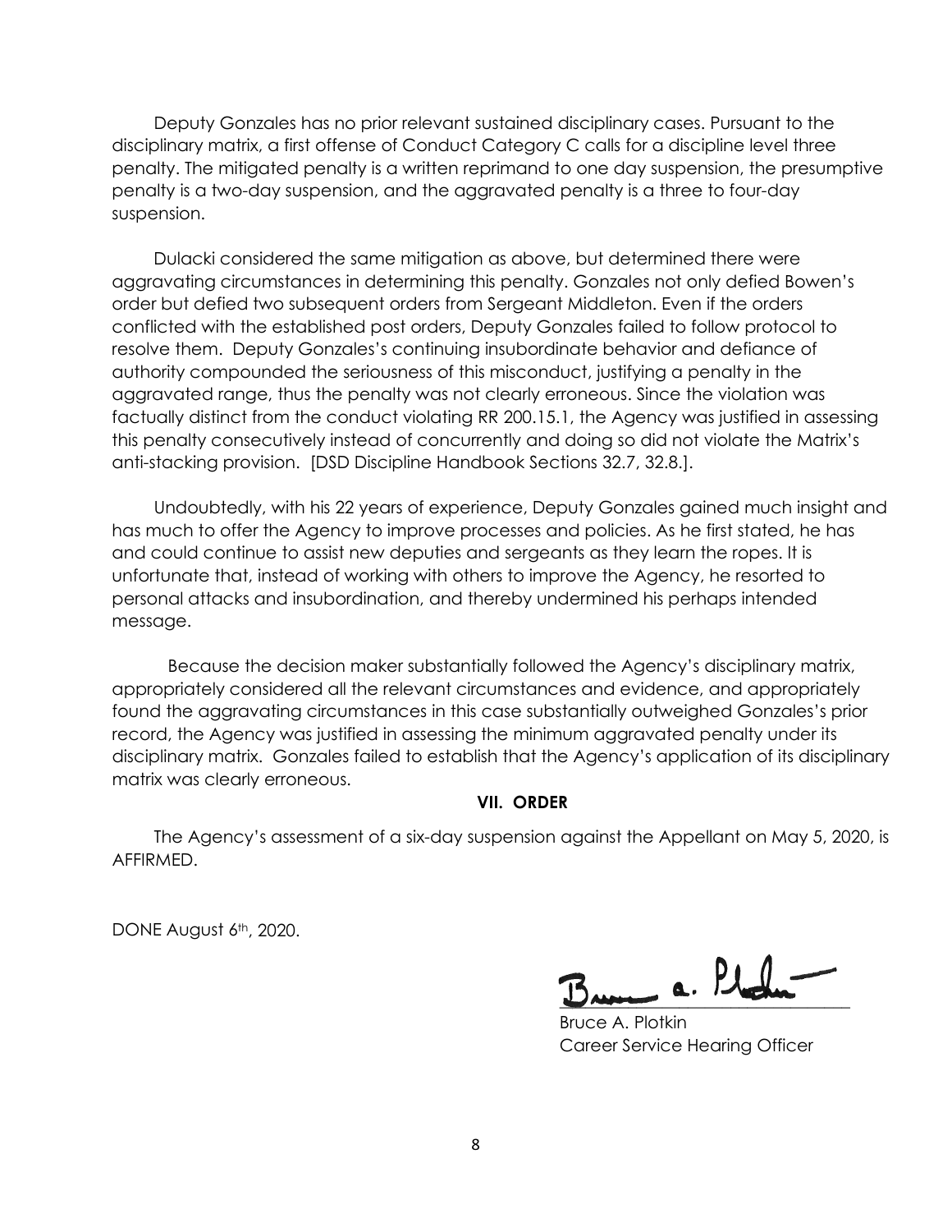Deputy Gonzales has no prior relevant sustained disciplinary cases. Pursuant to the disciplinary matrix, a first offense of Conduct Category C calls for a discipline level three penalty. The mitigated penalty is a written reprimand to one day suspension, the presumptive penalty is a two-day suspension, and the aggravated penalty is a three to four-day suspension.

Dulacki considered the same mitigation as above, but determined there were aggravating circumstances in determining this penalty. Gonzales not only defied Bowen's order but defied two subsequent orders from Sergeant Middleton. Even if the orders conflicted with the established post orders, Deputy Gonzales failed to follow protocol to resolve them. Deputy Gonzales's continuing insubordinate behavior and defiance of authority compounded the seriousness of this misconduct, justifying a penalty in the aggravated range, thus the penalty was not clearly erroneous. Since the violation was factually distinct from the conduct violating RR 200.15.1, the Agency was justified in assessing this penalty consecutively instead of concurrently and doing so did not violate the Matrix's anti-stacking provision. [DSD Discipline Handbook Sections 32.7, 32.8.].

Undoubtedly, with his 22 years of experience, Deputy Gonzales gained much insight and has much to offer the Agency to improve processes and policies. As he first stated, he has and could continue to assist new deputies and sergeants as they learn the ropes. It is unfortunate that, instead of working with others to improve the Agency, he resorted to personal attacks and insubordination, and thereby undermined his perhaps intended message.

Because the decision maker substantially followed the Agency's disciplinary matrix, appropriately considered all the relevant circumstances and evidence, and appropriately found the aggravating circumstances in this case substantially outweighed Gonzales's prior record, the Agency was justified in assessing the minimum aggravated penalty under its disciplinary matrix. Gonzales failed to establish that the Agency's application of its disciplinary matrix was clearly erroneous.

## VII. ORDER

The Agency's assessment of a six-day suspension against the Appellant on May 5, 2020, is AFFIRMED.

DONE August 6th, 2020.

Bruce A. Plotkin
Career Service Hearing Officer